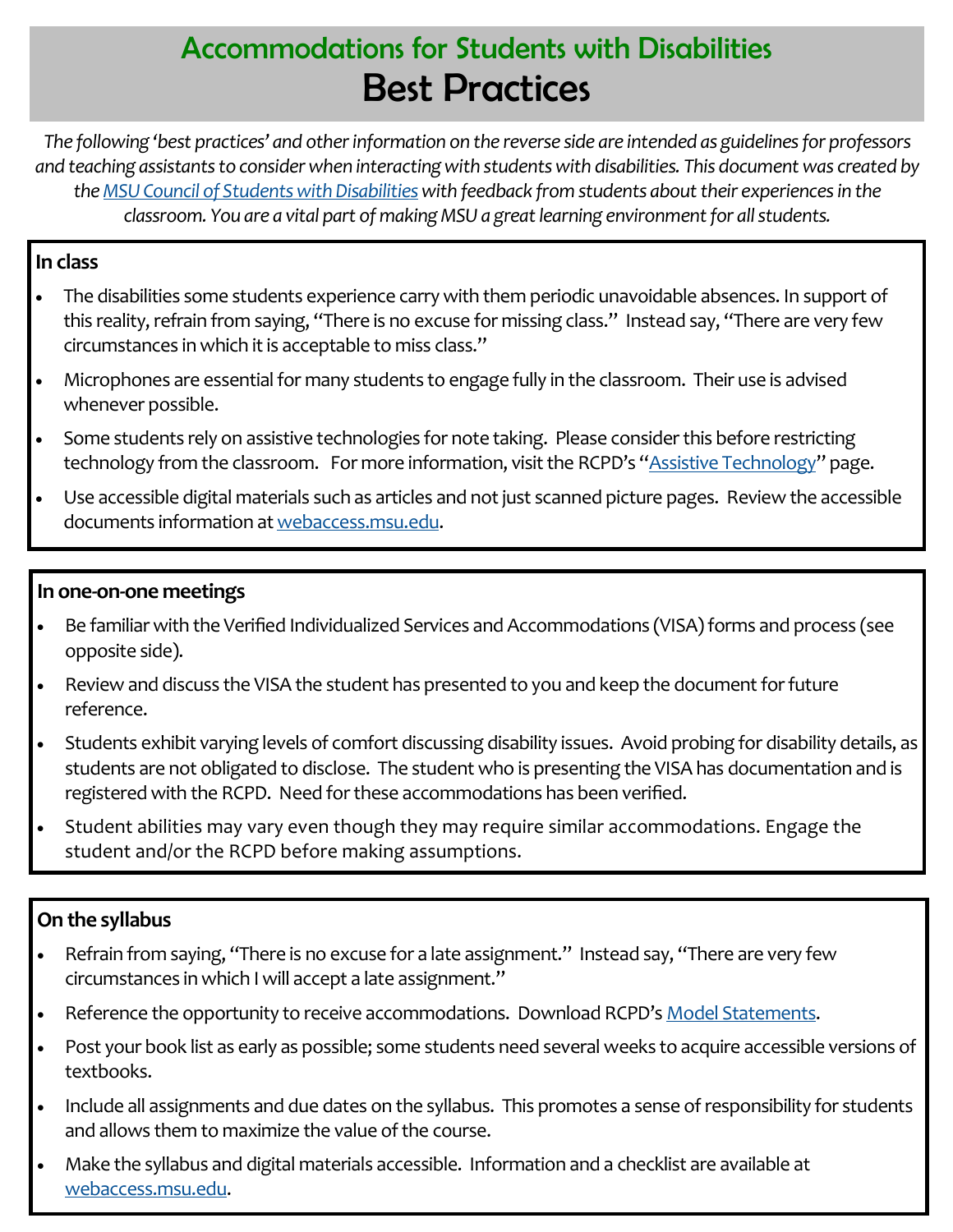# Accommodations for Students with Disabilities

# Best Practices

*The following 'best practices' and other information on the reverse side are intended as guidelines for professors and teaching assistants to consider when interacting with students with disabilities. This document was created by the MSU Council of Students with Disabilities with feedback from students about their experiences in the classroom. You are a vital part of making MSU a great learning environment for all students.*

### In class

- The disabilities some students experience carry with them periodic unavoidable absences. In support of this reality, refrain from saying, "There is no excuse for missing class." Instead say, "There are very few circumstances in which it is acceptable to miss class."
- Microphones are essential for many students to engage fully in the classroom. Their use is advised whenever possible.
- Some students rely on assistive technologies for note taking. Please consider this before restricting technology from the classroom. For more information, visit the RCPD's "Assistive Technology" page.
- Use accessible digital materials such as articles and not just scanned picture pages. Review the accessible documents information at webaccess.msu.edu.

### In one-on-one meetings

- Be familiar with the Verified Individualized Services and Accommodations (VISA) forms and process (see opposite side).
- Review and discuss the VISA the student has presented to you and keep the document for future reference.
- Students exhibit varying levels of comfort discussing disability issues. Avoid probing for disability details, as students are not obligated to disclose. The student who is presenting the VISA has documentation and is registered with the RCPD. Need for these accommodations has been verified.
- Student abilities may vary even though they may require similar accommodations. Engage the student and/or the RCPD before making assumptions.

### On the syllabus

- Refrain from saying, "There is no excuse for a late assignment." Instead say, "There are very few circumstances in which I will accept a late assignment."
- Reference the opportunity to receive accommodations. Download RCPD's Model Statements.
- Post your book list as early as possible; some students need several weeks to acquire accessible versions of textbooks.
- Include all assignments and due dates on the syllabus. This promotes a sense of responsibility for students and allows them to maximize the value of the course.
- Make the syllabus and digital materials accessible. Information and a checklist are available at webaccess.msu.edu.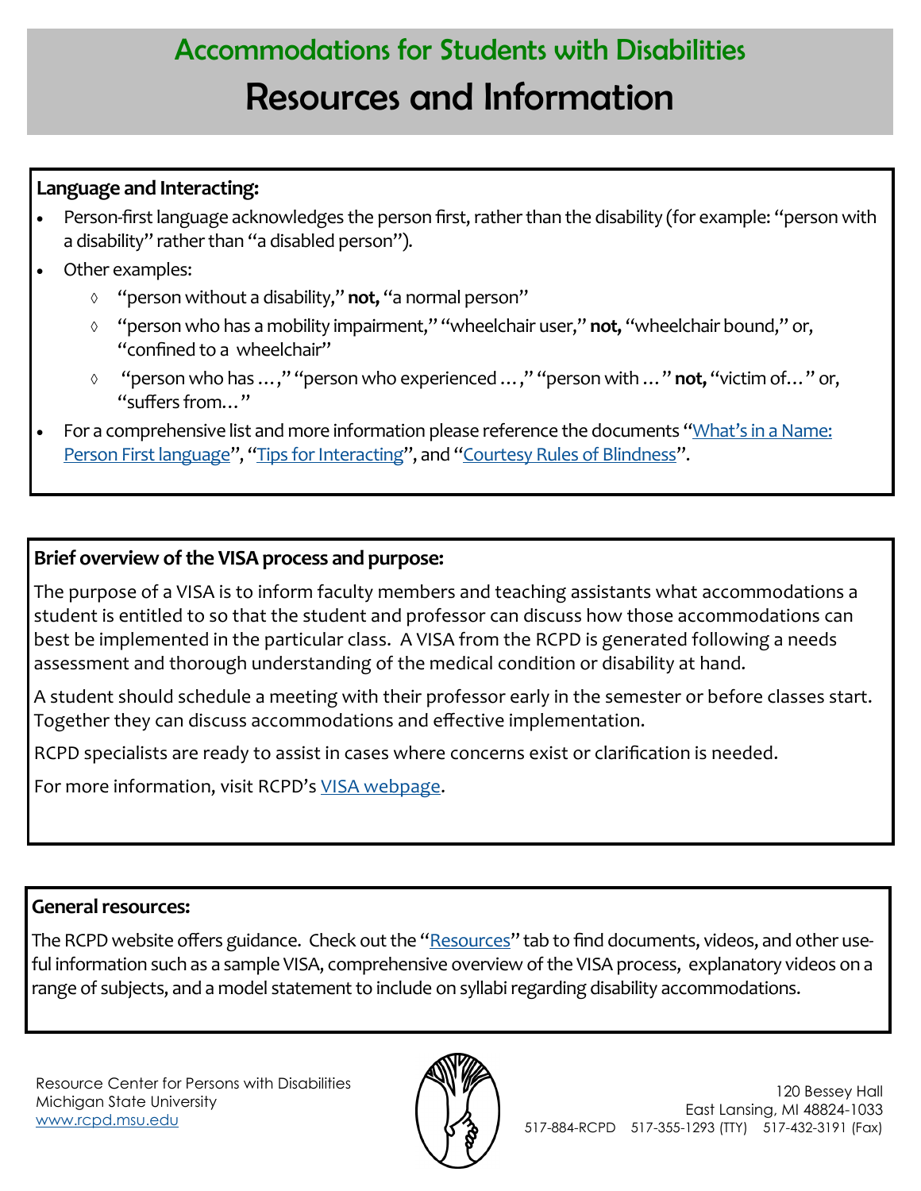## Accommodations for Students with Disabilities

# Resources and Information

**Language and Interacting:**

- Person-first language acknowledges the person first, rather than the disability (for example: "person with a disability" rather than "a disabled person").
- Other examples:
  - ◊ "person without a disability," **not,** "a normal person"
  - ◊ "person who has a mobility impairment," "wheelchair user," **not,** "wheelchair bound," or, "confined to a wheelchair"
  - ◊ "person who has …," "person who experienced …," "person with …" **not,** "victim of…" or, "suffers from…"
- For a comprehensive list and more information please reference the documents "What's in a Name: Person First language", "Tips for Interacting", and "Courtesy Rules of Blindness".

**Brief overview of the VISA process and purpose:**

The purpose of a VISA is to inform faculty members and teaching assistants what accommodations a student is entitled to so that the student and professor can discuss how those accommodations can best be implemented in the particular class. A VISA from the RCPD is generated following a needs assessment and thorough understanding of the medical condition or disability at hand.

A student should schedule a meeting with their professor early in the semester or before classes start. Together they can discuss accommodations and effective implementation.

RCPD specialists are ready to assist in cases where concerns exist or clarification is needed.

For more information, visit RCPD's VISA webpage.

**General resources:**

The RCPD website offers guidance. Check out the "Resources" tab to find documents, videos, and other useful information such as a sample VISA, comprehensive overview of the VISA process, explanatory videos on a range of subjects, and a model statement to include on syllabi regarding disability accommodations.

Resource Center for Persons with Disabilities
Michigan State University
www.rcpd.msu.edu

120 Bessey Hall
East Lansing, MI 48824-1033
517-884-RCPD 517-355-1293 (TTY) 517-432-3191 (Fax)